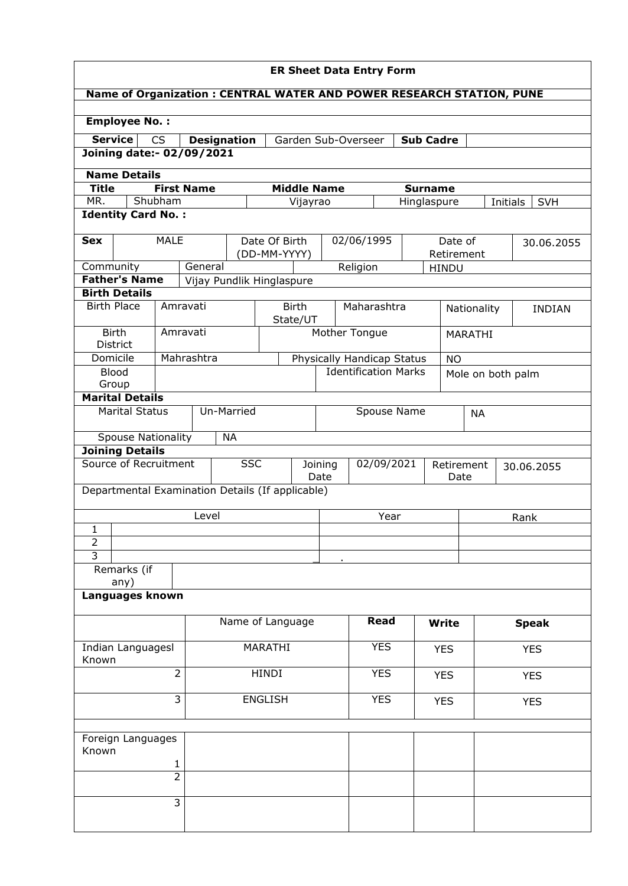**ER Sheet Data Entry Form**

**Name of Organization : CENTRAL WATER AND POWER RESEARCH STATION, PUNE**

**Employee No. :**

| **Service** | CS | **Designation** | Garden Sub-Overseer | **Sub Cadre** | |
|---|---|---|---|---|---|

**Joining date:- 02/09/2021**

**Name Details**

| **Title** | **First Name** | **Middle Name** | **Surname** | | |
|---|---|---|---|---|---|
| MR. | Shubham | Vijayrao | Hinglaspure | Initials | SVH |

**Identity Card No. :**

| **Sex** | MALE | Date Of Birth (DD-MM-YYYY) | 02/06/1995 | Date of Retirement | 30.06.2055 |
|---|---|---|---|---|---|
| Community | General | Religion | HINDU | | |
| **Father's Name** | Vijay Pundlik Hinglaspure | | | | |

**Birth Details**

| Birth Place | Amravati | Birth State/UT | Maharashtra | Nationality | INDIAN |
|---|---|---|---|---|---|
| Birth District | Amravati | Mother Tongue | | MARATHI | |
| Domicile | Mahrashtra | Physically Handicap Status | | NO | |
| Blood Group | | Identification Marks | | Mole on both palm | |

**Marital Details**

| Marital Status | Un-Married | Spouse Name | NA |
|---|---|---|---|
| Spouse Nationality | NA | | |

**Joining Details**

| Source of Recruitment | SSC | Joining Date | 02/09/2021 | Retirement Date | 30.06.2055 |
|---|---|---|---|---|---|

Departmental Examination Details (If applicable)

| | Level | Year | Rank |
|---|---|---|---|
| 1 | | | |
| 2 | | | |
| 3 | | | |

| Remarks (if any) | |
|---|---|

**Languages known**

| | Name of Language | **Read** | **Write** | **Speak** |
|---|---|---|---|---|
| Indian Languagesl Known | MARATHI | YES | YES | YES |
| 2 | HINDI | YES | YES | YES |
| 3 | ENGLISH | YES | YES | YES |
| | | | | |
| Foreign Languages Known 1 | | | | |
| 2 | | | | |
| 3 | | | | |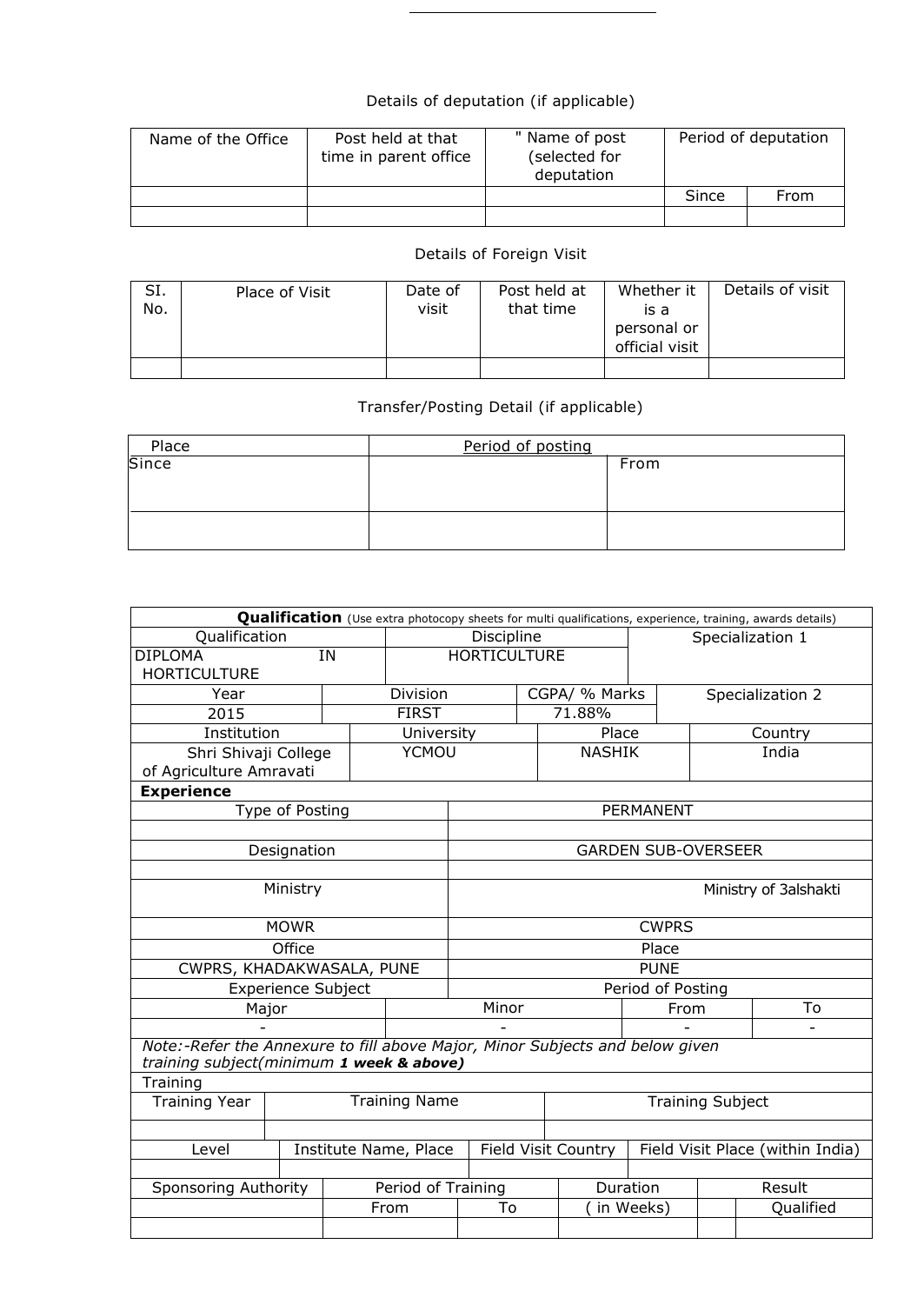Details of deputation (if applicable)

| Name of the Office | Post held at that time in parent office | " Name of post (selected for deputation | Period of deputation | |
|---|---|---|---|---|
| | | | Since | From |
| | | | | |

Details of Foreign Visit

| SI. No. | Place of Visit | Date of visit | Post held at that time | Whether it is a personal or official visit | Details of visit |
|---|---|---|---|---|---|
| | | | | | |

Transfer/Posting Detail (if applicable)

| Place | Period of posting | |
|---|---|---|
| Since | | From |
| | | |

| **Qualification** (Use extra photocopy sheets for multi qualifications, experience, training, awards details) | | | |
|---|---|---|---|
| Qualification | Discipline | | Specialization 1 |
| DIPLOMA IN HORTICULTURE | HORTICULTURE | | |
| Year | Division | CGPA/ % Marks | Specialization 2 |
| 2015 | FIRST | 71.88% | |
| Institution | University | Place | Country |
| Shri Shivaji College of Agriculture Amravati | YCMOU | NASHIK | India |

| **Experience** | |
|---|---|
| Type of Posting | PERMANENT |
| | |
| Designation | GARDEN SUB-OVERSEER |
| | |
| Ministry | Ministry of 3alshakti |
| MOWR | CWPRS |
| Office | Place |
| CWPRS, KHADAKWASALA, PUNE | PUNE |

| Experience Subject | | Period of Posting | |
|---|---|---|---|
| Major | Minor | From | To |
| - | - | - | - |

Note:-Refer the Annexure to fill above Major, Minor Subjects and below given training subject(minimum ***1 week & above***)

| Training | | |
|---|---|---|
| Training Year | Training Name | Training Subject |
| | | |

| Level | Institute Name, Place | Field Visit Country | Field Visit Place (within India) |
|---|---|---|---|
| | | | |

| Sponsoring Authority | Period of Training | | Duration | Result | |
|---|---|---|---|---|---|
| | From | To | ( in Weeks) | | Qualified |
| | | | | | |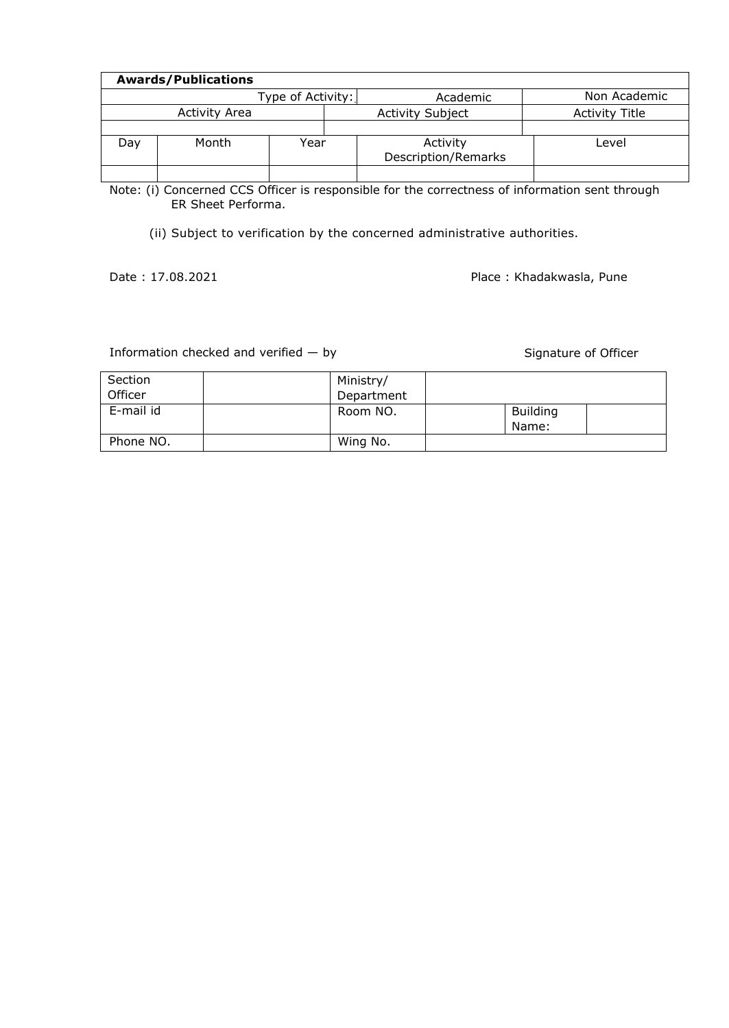| **Awards/Publications** | | | | | |
|---|---|---|---|---|---|
| | | Type of Activity: | | Academic | Non Academic |
| Activity Area | | | Activity Subject | | Activity Title |
| | | | | | |
| Day | Month | Year | | Activity Description/Remarks | Level |
| | | | | | |

Note: (i) Concerned CCS Officer is responsible for the correctness of information sent through ER Sheet Performa.

(ii) Subject to verification by the concerned administrative authorities.

Date : 17.08.2021

Place : Khadakwasla, Pune

Information checked and verified — by

Signature of Officer

| | | | | | |
|---|---|---|---|---|---|
| Section Officer | | Ministry/ Department | | | |
| E-mail id | | Room NO. | | Building Name: | |
| Phone NO. | | Wing No. | | | |